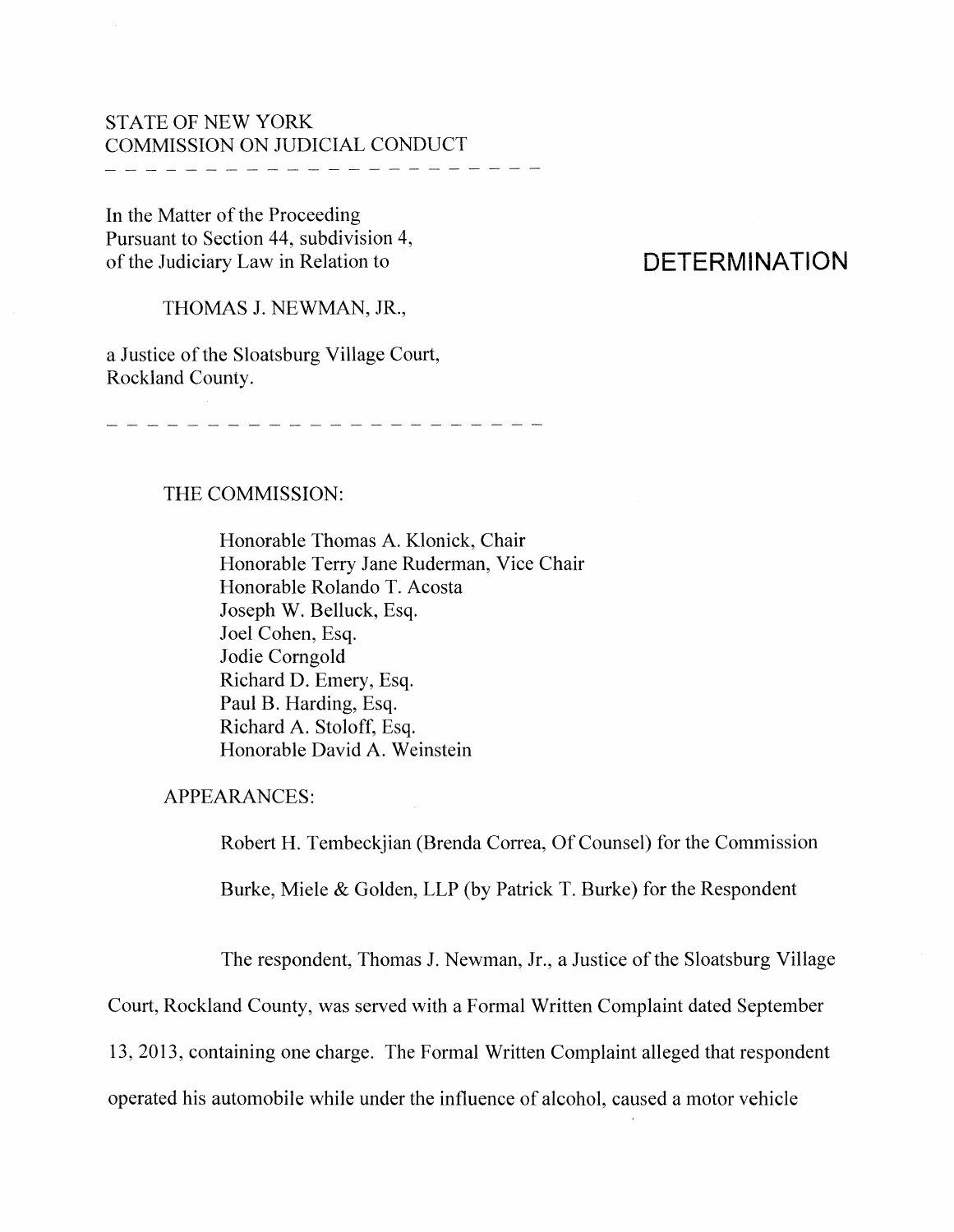STATE OF NEW YORK
COMMISSION ON JUDICIAL CONDUCT

- - - - - - - - - - - - - - - - - - - - - - - - -

In the Matter of the Proceeding
Pursuant to Section 44, subdivision 4,
of the Judiciary Law in Relation to

THOMAS J. NEWMAN, JR.,

a Justice of the Sloatsburg Village Court,
Rockland County.

- - - - - - - - - - - - - - - - - - - - - - - - -

# DETERMINATION

THE COMMISSION:

Honorable Thomas A. Klonick, Chair
Honorable Terry Jane Ruderman, Vice Chair
Honorable Rolando T. Acosta
Joseph W. Belluck, Esq.
Joel Cohen, Esq.
Jodie Corngold
Richard D. Emery, Esq.
Paul B. Harding, Esq.
Richard A. Stoloff, Esq.
Honorable David A. Weinstein

APPEARANCES:

Robert H. Tembeckjian (Brenda Correa, Of Counsel) for the Commission

Burke, Miele & Golden, LLP (by Patrick T. Burke) for the Respondent

The respondent, Thomas J. Newman, Jr., a Justice of the Sloatsburg Village Court, Rockland County, was served with a Formal Written Complaint dated September 13, 2013, containing one charge. The Formal Written Complaint alleged that respondent operated his automobile while under the influence of alcohol, caused a motor vehicle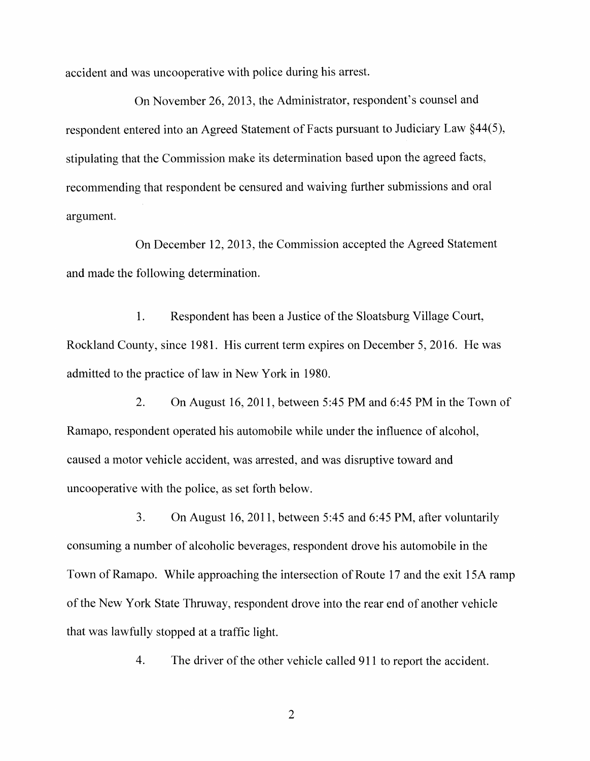accident and was uncooperative with police during his arrest.

On November 26, 2013, the Administrator, respondent's counsel and respondent entered into an Agreed Statement of Facts pursuant to Judiciary Law §44(5), stipulating that the Commission make its determination based upon the agreed facts, recommending that respondent be censured and waiving further submissions and oral argument.

On December 12, 2013, the Commission accepted the Agreed Statement and made the following determination.

1. Respondent has been a Justice of the Sloatsburg Village Court, Rockland County, since 1981. His current term expires on December 5, 2016. He was admitted to the practice of law in New York in 1980.

2. On August 16, 2011, between 5:45 PM and 6:45 PM in the Town of Ramapo, respondent operated his automobile while under the influence of alcohol, caused a motor vehicle accident, was arrested, and was disruptive toward and uncooperative with the police, as set forth below.

3. On August 16, 2011, between 5:45 and 6:45 PM, after voluntarily consuming a number of alcoholic beverages, respondent drove his automobile in the Town of Ramapo. While approaching the intersection of Route 17 and the exit 15A ramp of the New York State Thruway, respondent drove into the rear end of another vehicle that was lawfully stopped at a traffic light.

4. The driver of the other vehicle called 911 to report the accident.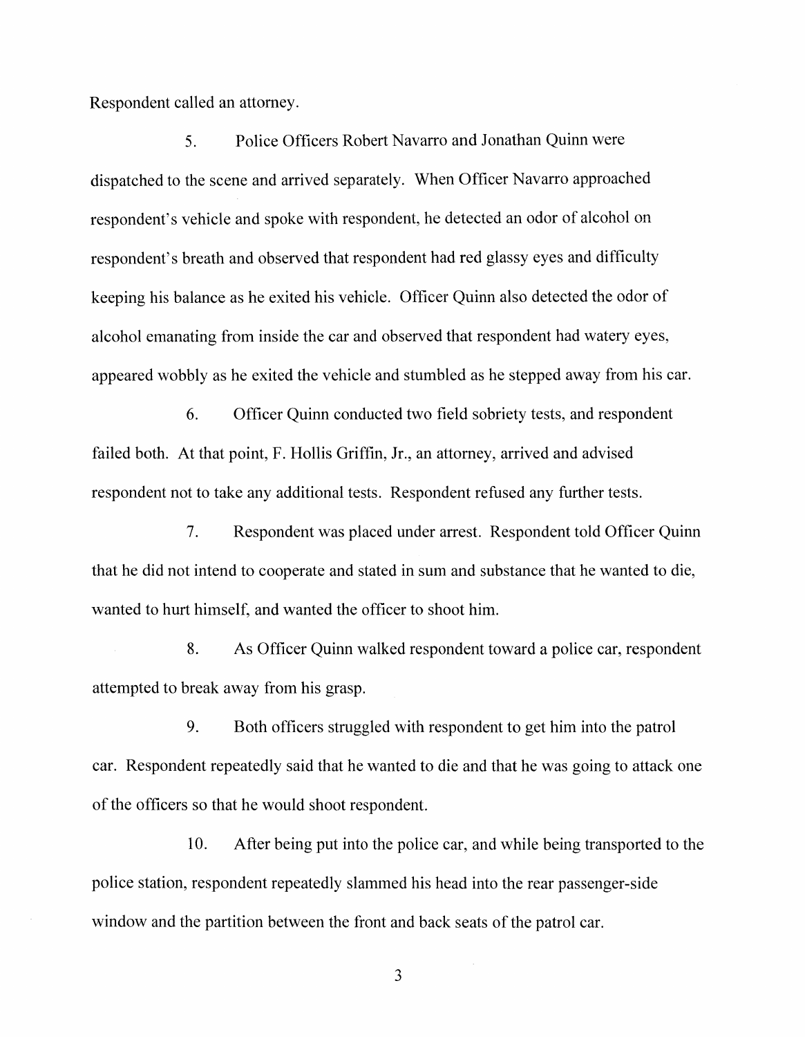Respondent called an attorney.

5. Police Officers Robert Navarro and Jonathan Quinn were dispatched to the scene and arrived separately. When Officer Navarro approached respondent's vehicle and spoke with respondent, he detected an odor of alcohol on respondent's breath and observed that respondent had red glassy eyes and difficulty keeping his balance as he exited his vehicle. Officer Quinn also detected the odor of alcohol emanating from inside the car and observed that respondent had watery eyes, appeared wobbly as he exited the vehicle and stumbled as he stepped away from his car.

6. Officer Quinn conducted two field sobriety tests, and respondent failed both. At that point, F. Hollis Griffin, Jr., an attorney, arrived and advised respondent not to take any additional tests. Respondent refused any further tests.

7. Respondent was placed under arrest. Respondent told Officer Quinn that he did not intend to cooperate and stated in sum and substance that he wanted to die, wanted to hurt himself, and wanted the officer to shoot him.

8. As Officer Quinn walked respondent toward a police car, respondent attempted to break away from his grasp.

9. Both officers struggled with respondent to get him into the patrol car. Respondent repeatedly said that he wanted to die and that he was going to attack one of the officers so that he would shoot respondent.

10. After being put into the police car, and while being transported to the police station, respondent repeatedly slammed his head into the rear passenger-side window and the partition between the front and back seats of the patrol car.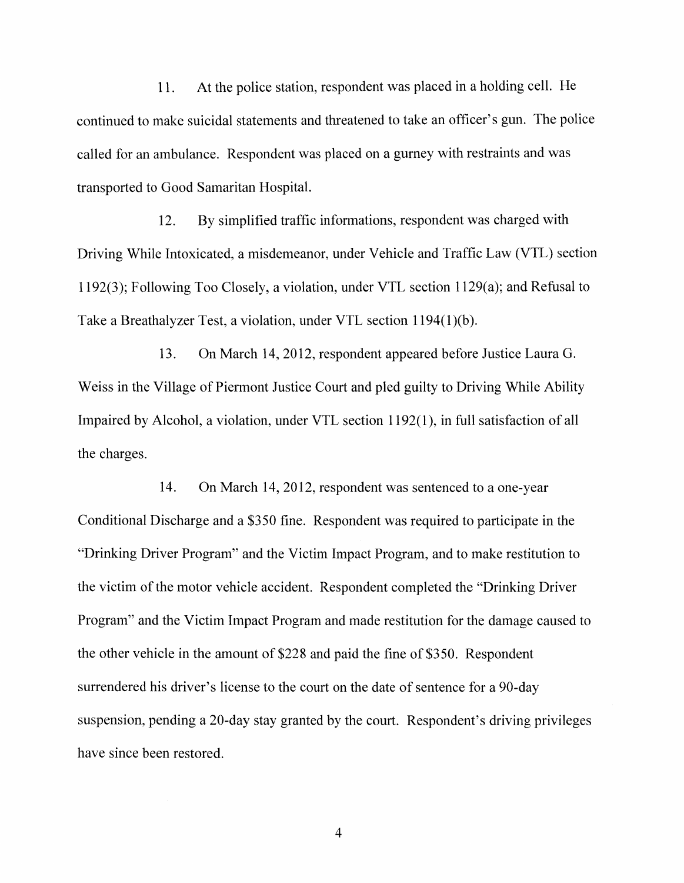11. At the police station, respondent was placed in a holding cell. He continued to make suicidal statements and threatened to take an officer's gun. The police called for an ambulance. Respondent was placed on a gurney with restraints and was transported to Good Samaritan Hospital.

12. By simplified traffic informations, respondent was charged with Driving While Intoxicated, a misdemeanor, under Vehicle and Traffic Law (VTL) section 1192(3); Following Too Closely, a violation, under VTL section 1129(a); and Refusal to Take a Breathalyzer Test, a violation, under VTL section 1194(1)(b).

13. On March 14, 2012, respondent appeared before Justice Laura G. Weiss in the Village of Piermont Justice Court and pled guilty to Driving While Ability Impaired by Alcohol, a violation, under VTL section 1192(1), in full satisfaction of all the charges.

14. On March 14, 2012, respondent was sentenced to a one-year Conditional Discharge and a $350 fine. Respondent was required to participate in the "Drinking Driver Program" and the Victim Impact Program, and to make restitution to the victim of the motor vehicle accident. Respondent completed the "Drinking Driver Program" and the Victim Impact Program and made restitution for the damage caused to the other vehicle in the amount of $228 and paid the fine of $350. Respondent surrendered his driver's license to the court on the date of sentence for a 90-day suspension, pending a 20-day stay granted by the court. Respondent's driving privileges have since been restored.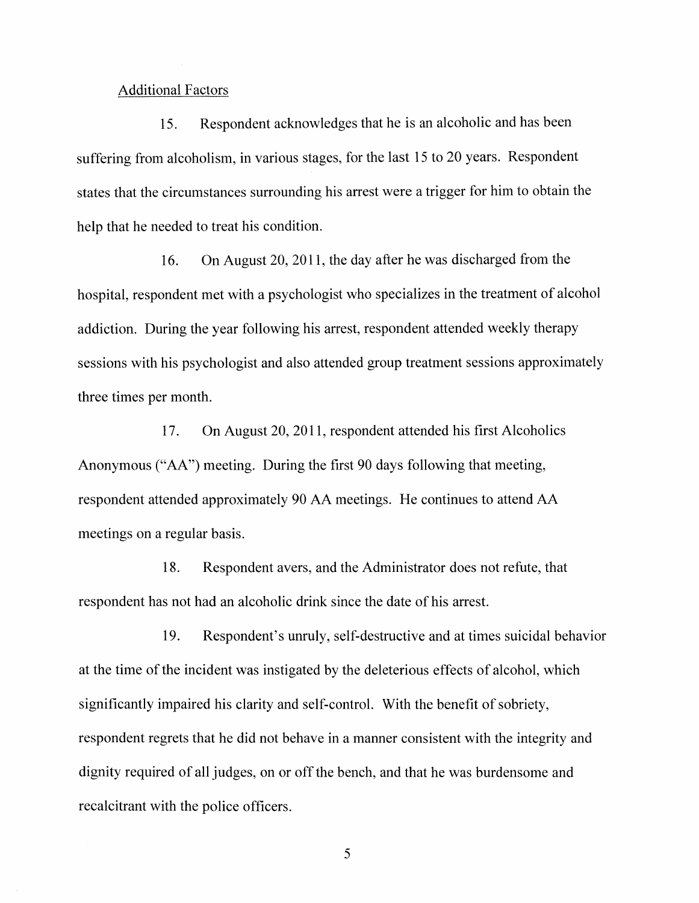Additional Factors

15. Respondent acknowledges that he is an alcoholic and has been suffering from alcoholism, in various stages, for the last 15 to 20 years. Respondent states that the circumstances surrounding his arrest were a trigger for him to obtain the help that he needed to treat his condition.

16. On August 20, 2011, the day after he was discharged from the hospital, respondent met with a psychologist who specializes in the treatment of alcohol addiction. During the year following his arrest, respondent attended weekly therapy sessions with his psychologist and also attended group treatment sessions approximately three times per month.

17. On August 20, 2011, respondent attended his first Alcoholics Anonymous ("AA") meeting. During the first 90 days following that meeting, respondent attended approximately 90 AA meetings. He continues to attend AA meetings on a regular basis.

18. Respondent avers, and the Administrator does not refute, that respondent has not had an alcoholic drink since the date of his arrest.

19. Respondent's unruly, self-destructive and at times suicidal behavior at the time of the incident was instigated by the deleterious effects of alcohol, which significantly impaired his clarity and self-control. With the benefit of sobriety, respondent regrets that he did not behave in a manner consistent with the integrity and dignity required of all judges, on or off the bench, and that he was burdensome and recalcitrant with the police officers.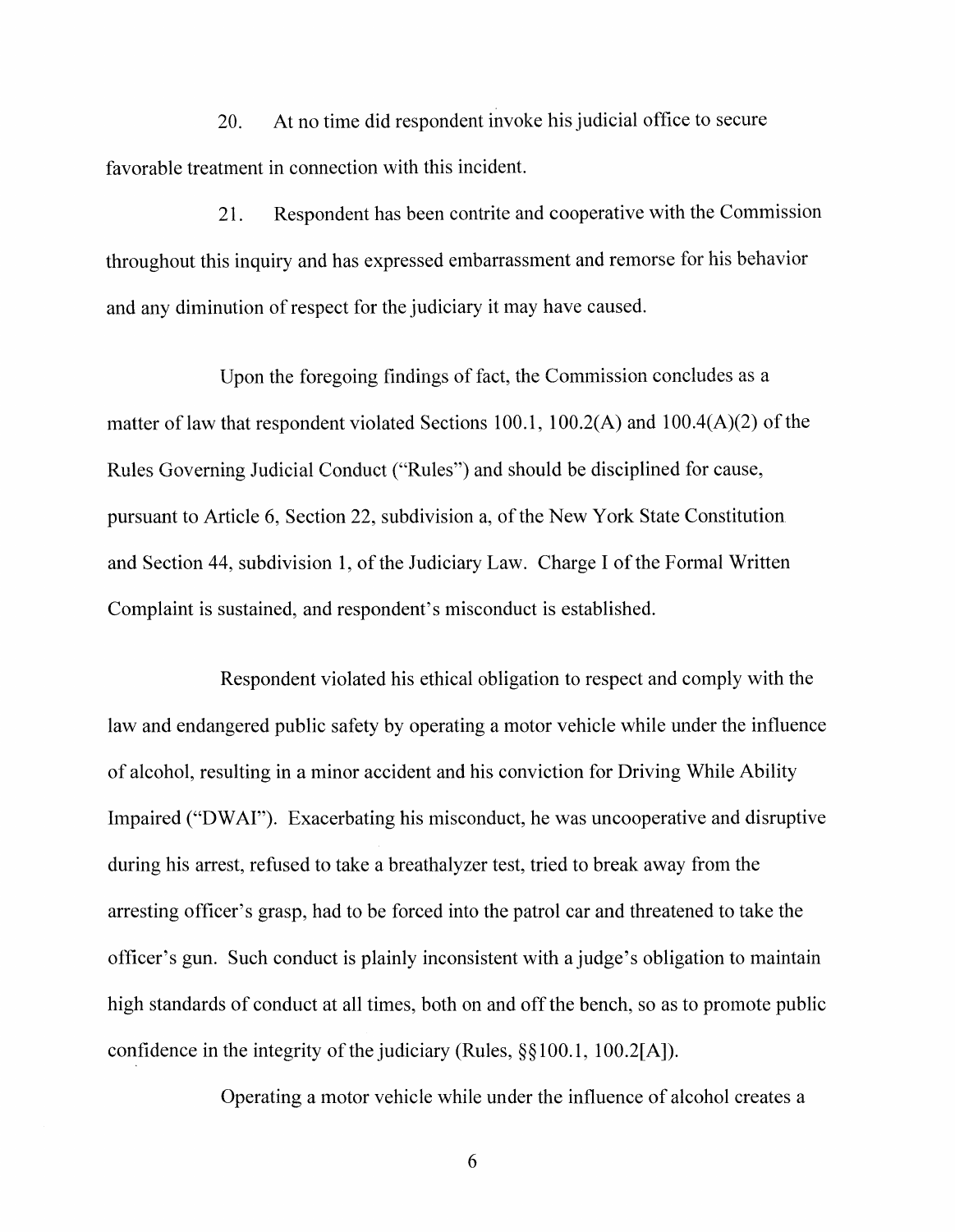20. At no time did respondent invoke his judicial office to secure favorable treatment in connection with this incident.

21. Respondent has been contrite and cooperative with the Commission throughout this inquiry and has expressed embarrassment and remorse for his behavior and any diminution of respect for the judiciary it may have caused.

Upon the foregoing findings of fact, the Commission concludes as a matter of law that respondent violated Sections 100.1, 100.2(A) and 100.4(A)(2) of the Rules Governing Judicial Conduct ("Rules") and should be disciplined for cause, pursuant to Article 6, Section 22, subdivision a, of the New York State Constitution and Section 44, subdivision 1, of the Judiciary Law. Charge I of the Formal Written Complaint is sustained, and respondent's misconduct is established.

Respondent violated his ethical obligation to respect and comply with the law and endangered public safety by operating a motor vehicle while under the influence of alcohol, resulting in a minor accident and his conviction for Driving While Ability Impaired ("DWAI"). Exacerbating his misconduct, he was uncooperative and disruptive during his arrest, refused to take a breathalyzer test, tried to break away from the arresting officer's grasp, had to be forced into the patrol car and threatened to take the officer's gun. Such conduct is plainly inconsistent with a judge's obligation to maintain high standards of conduct at all times, both on and off the bench, so as to promote public confidence in the integrity of the judiciary (Rules, §§100.1, 100.2[A]).

Operating a motor vehicle while under the influence of alcohol creates a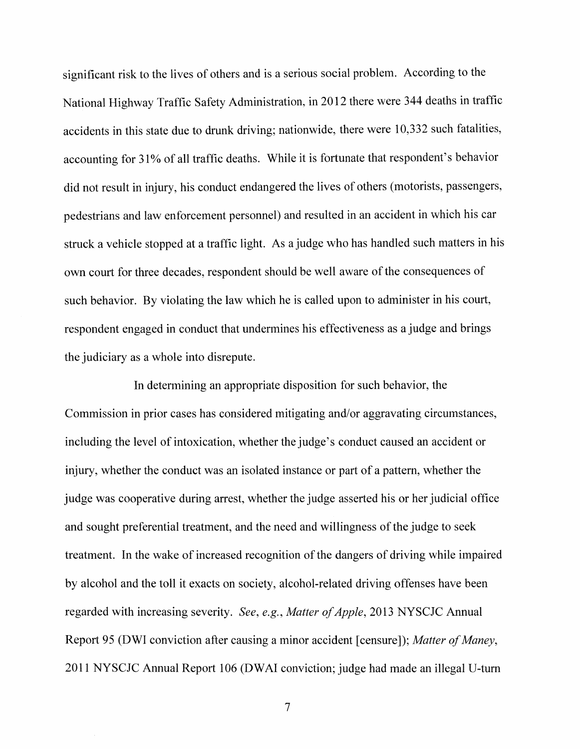significant risk to the lives of others and is a serious social problem. According to the National Highway Traffic Safety Administration, in 2012 there were 344 deaths in traffic accidents in this state due to drunk driving; nationwide, there were 10,332 such fatalities, accounting for 31% of all traffic deaths. While it is fortunate that respondent's behavior did not result in injury, his conduct endangered the lives of others (motorists, passengers, pedestrians and law enforcement personnel) and resulted in an accident in which his car struck a vehicle stopped at a traffic light. As a judge who has handled such matters in his own court for three decades, respondent should be well aware of the consequences of such behavior. By violating the law which he is called upon to administer in his court, respondent engaged in conduct that undermines his effectiveness as a judge and brings the judiciary as a whole into disrepute.

In determining an appropriate disposition for such behavior, the Commission in prior cases has considered mitigating and/or aggravating circumstances, including the level of intoxication, whether the judge's conduct caused an accident or injury, whether the conduct was an isolated instance or part of a pattern, whether the judge was cooperative during arrest, whether the judge asserted his or her judicial office and sought preferential treatment, and the need and willingness of the judge to seek treatment. In the wake of increased recognition of the dangers of driving while impaired by alcohol and the toll it exacts on society, alcohol-related driving offenses have been regarded with increasing severity. *See, e.g., Matter of Apple*, 2013 NYSCJC Annual Report 95 (DWI conviction after causing a minor accident [censure]); *Matter of Maney*, 2011 NYSCJC Annual Report 106 (DWAI conviction; judge had made an illegal U-turn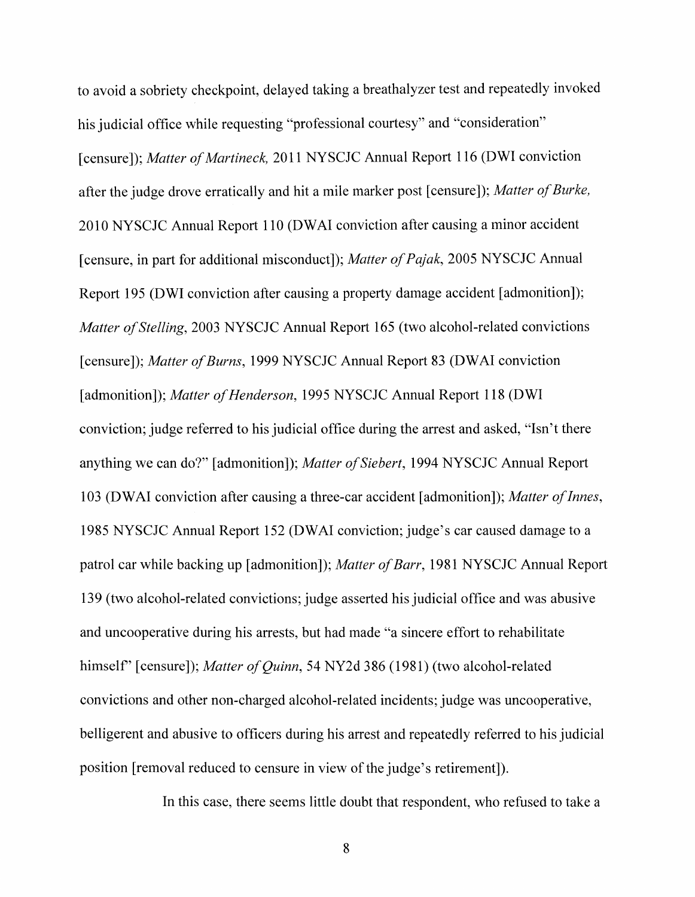to avoid a sobriety checkpoint, delayed taking a breathalyzer test and repeatedly invoked his judicial office while requesting "professional courtesy" and "consideration" [censure]); *Matter of Martineck,* 2011 NYSCJC Annual Report 116 (DWI conviction after the judge drove erratically and hit a mile marker post [censure]); *Matter of Burke,* 2010 NYSCJC Annual Report 110 (DWAI conviction after causing a minor accident [censure, in part for additional misconduct]); *Matter of Pajak*, 2005 NYSCJC Annual Report 195 (DWI conviction after causing a property damage accident [admonition]); *Matter of Stelling*, 2003 NYSCJC Annual Report 165 (two alcohol-related convictions [censure]); *Matter of Burns*, 1999 NYSCJC Annual Report 83 (DWAI conviction [admonition]); *Matter of Henderson*, 1995 NYSCJC Annual Report 118 (DWI conviction; judge referred to his judicial office during the arrest and asked, "Isn't there anything we can do?" [admonition]); *Matter of Siebert*, 1994 NYSCJC Annual Report 103 (DWAI conviction after causing a three-car accident [admonition]); *Matter of Innes*, 1985 NYSCJC Annual Report 152 (DWAI conviction; judge's car caused damage to a patrol car while backing up [admonition]); *Matter of Barr*, 1981 NYSCJC Annual Report 139 (two alcohol-related convictions; judge asserted his judicial office and was abusive and uncooperative during his arrests, but had made "a sincere effort to rehabilitate himself" [censure]); *Matter of Quinn*, 54 NY2d 386 (1981) (two alcohol-related convictions and other non-charged alcohol-related incidents; judge was uncooperative, belligerent and abusive to officers during his arrest and repeatedly referred to his judicial position [removal reduced to censure in view of the judge's retirement]).

In this case, there seems little doubt that respondent, who refused to take a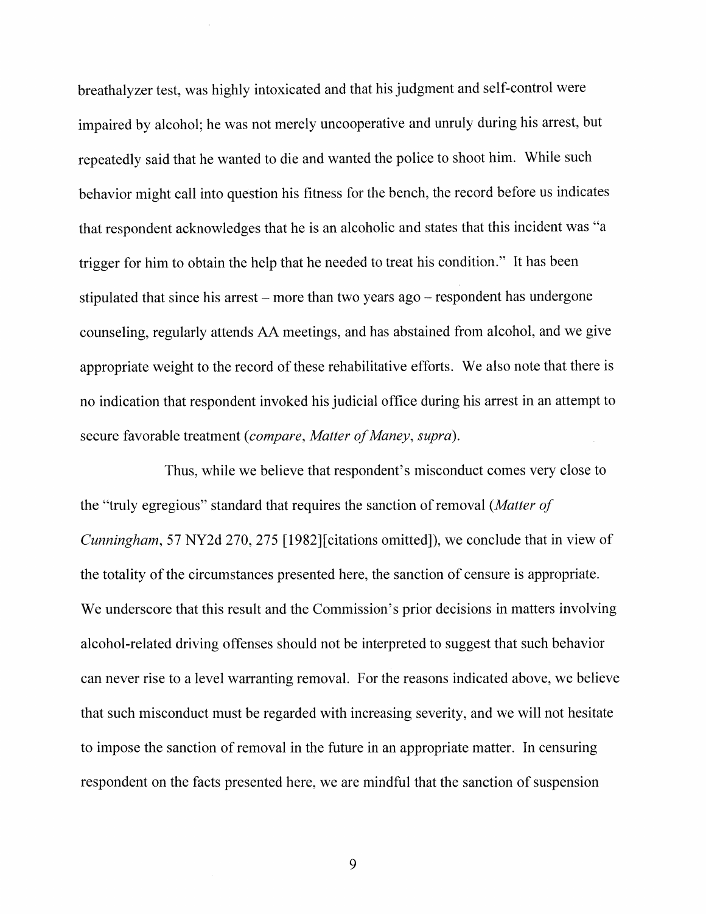breathalyzer test, was highly intoxicated and that his judgment and self-control were impaired by alcohol; he was not merely uncooperative and unruly during his arrest, but repeatedly said that he wanted to die and wanted the police to shoot him. While such behavior might call into question his fitness for the bench, the record before us indicates that respondent acknowledges that he is an alcoholic and states that this incident was "a trigger for him to obtain the help that he needed to treat his condition." It has been stipulated that since his arrest – more than two years ago – respondent has undergone counseling, regularly attends AA meetings, and has abstained from alcohol, and we give appropriate weight to the record of these rehabilitative efforts. We also note that there is no indication that respondent invoked his judicial office during his arrest in an attempt to secure favorable treatment (*compare*, *Matter of Maney*, *supra*).

Thus, while we believe that respondent's misconduct comes very close to the "truly egregious" standard that requires the sanction of removal (*Matter of Cunningham*, 57 NY2d 270, 275 [1982][citations omitted]), we conclude that in view of the totality of the circumstances presented here, the sanction of censure is appropriate. We underscore that this result and the Commission's prior decisions in matters involving alcohol-related driving offenses should not be interpreted to suggest that such behavior can never rise to a level warranting removal. For the reasons indicated above, we believe that such misconduct must be regarded with increasing severity, and we will not hesitate to impose the sanction of removal in the future in an appropriate matter. In censuring respondent on the facts presented here, we are mindful that the sanction of suspension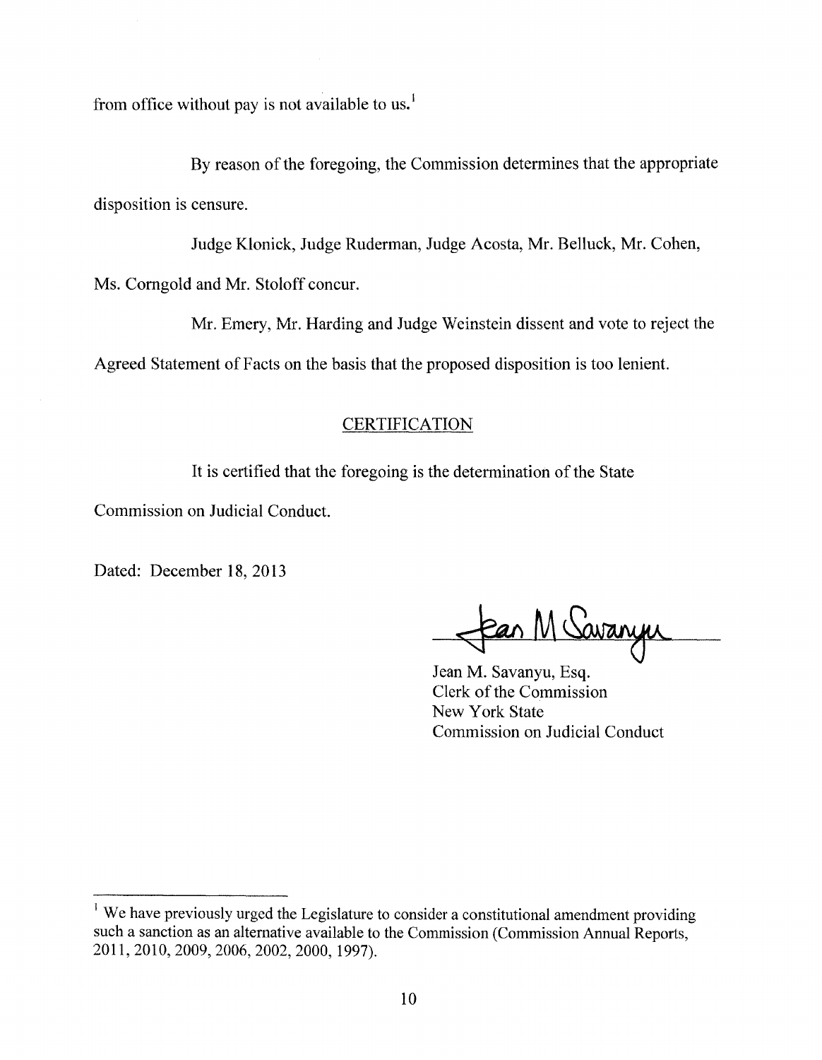from office without pay is not available to us.[1]

By reason of the foregoing, the Commission determines that the appropriate disposition is censure.

Judge Klonick, Judge Ruderman, Judge Acosta, Mr. Belluck, Mr. Cohen, Ms. Corngold and Mr. Stoloff concur.

Mr. Emery, Mr. Harding and Judge Weinstein dissent and vote to reject the Agreed Statement of Facts on the basis that the proposed disposition is too lenient.

## CERTIFICATION

It is certified that the foregoing is the determination of the State Commission on Judicial Conduct.

Dated: December 18, 2013

Jean M. Savanyu, Esq.
Clerk of the Commission
New York State
Commission on Judicial Conduct

---

[1] We have previously urged the Legislature to consider a constitutional amendment providing such a sanction as an alternative available to the Commission (Commission Annual Reports, 2011, 2010, 2009, 2006, 2002, 2000, 1997).